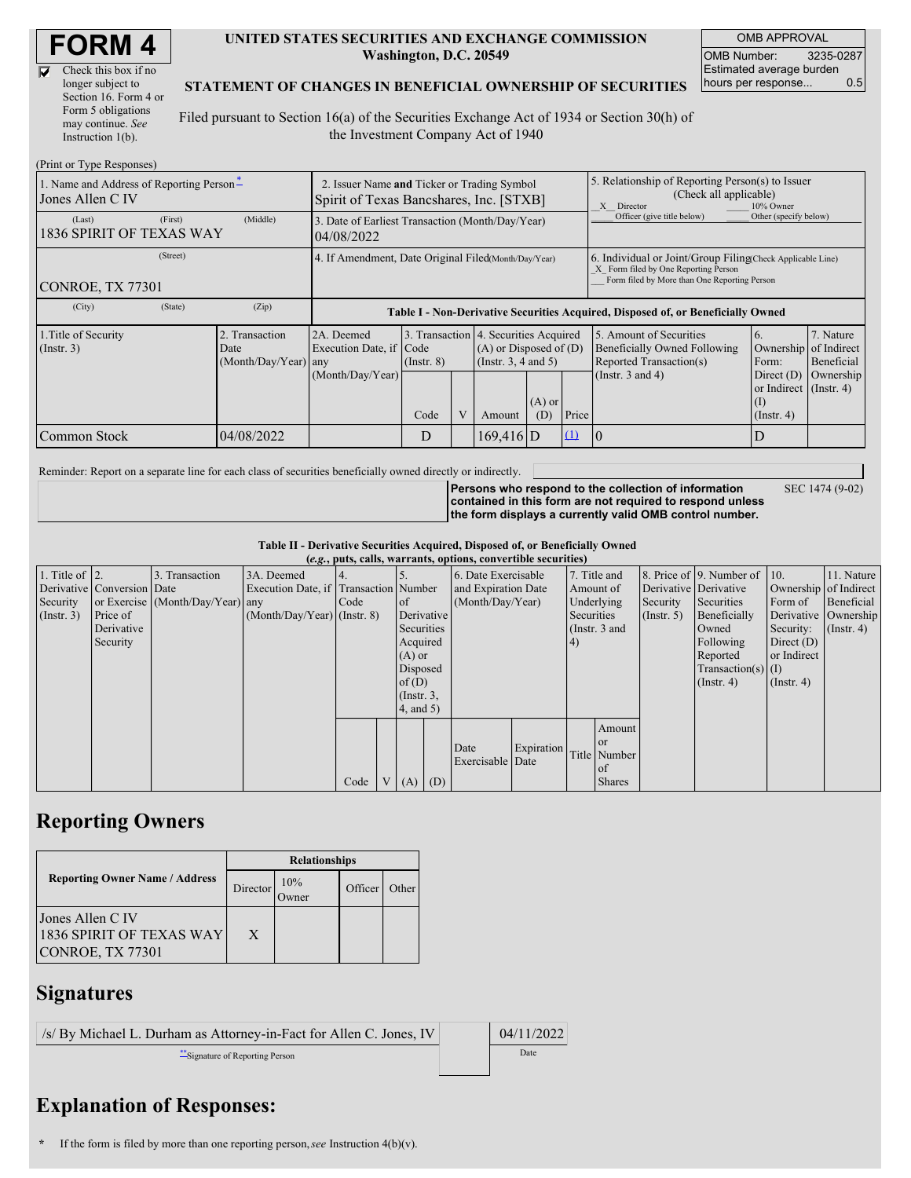# FORM 4

☑ Check this box if no longer subject to Section 16. Form 4 or Form 5 obligations may continue. *See* Instruction 1(b).

**UNITED STATES SECURITIES AND EXCHANGE COMMISSION**
**Washington, D.C. 20549**

**STATEMENT OF CHANGES IN BENEFICIAL OWNERSHIP OF SECURITIES**

Filed pursuant to Section 16(a) of the Securities Exchange Act of 1934 or Section 30(h) of the Investment Company Act of 1940

| OMB APPROVAL | |
|---|---|
| OMB Number: | 3235-0287 |
| Estimated average burden hours per response... | 0.5 |

(Print or Type Responses)

| | | |
|---|---|---|
| 1. Name and Address of Reporting Person* <br> Jones Allen C IV <br> (Last) (First) (Middle) <br> 1836 SPIRIT OF TEXAS WAY <br> (Street) <br> CONROE, TX 77301 <br> (City) (State) (Zip) | 2. Issuer Name **and** Ticker or Trading Symbol <br> Spirit of Texas Bancshares, Inc. [STXB] <br> 3. Date of Earliest Transaction (Month/Day/Year) <br> 04/08/2022 <br> 4. If Amendment, Date Original Filed (Month/Day/Year) | 5. Relationship of Reporting Person(s) to Issuer (Check all applicable) <br> _X_ Director ___ 10% Owner <br> ___ Officer (give title below) ___ Other (specify below) <br> 6. Individual or Joint/Group Filing (Check Applicable Line) <br> _X_ Form filed by One Reporting Person <br> ___ Form filed by More than One Reporting Person |

**Table I - Non-Derivative Securities Acquired, Disposed of, or Beneficially Owned**

| 1.Title of Security (Instr. 3) | 2. Transaction Date (Month/Day/Year) | 2A. Deemed Execution Date, if any (Month/Day/Year) | 3. Transaction Code (Instr. 8) | | 4. Securities Acquired (A) or Disposed of (D) (Instr. 3, 4 and 5) | | | 5. Amount of Securities Beneficially Owned Following Reported Transaction(s) (Instr. 3 and 4) | 6. Ownership Form: Direct (D) or Indirect (I) (Instr. 4) | 7. Nature of Indirect Beneficial Ownership (Instr. 4) |
|---|---|---|---|---|---|---|---|---|---|---|
| | | | Code | V | Amount | (A) or (D) | Price | | | |
| Common Stock | 04/08/2022 | | D | | 169,416 | D | (1) | 0 | D | |

Reminder: Report on a separate line for each class of securities beneficially owned directly or indirectly.

**Persons who respond to the collection of information contained in this form are not required to respond unless the form displays a currently valid OMB control number.** SEC 1474 (9-02)

**Table II - Derivative Securities Acquired, Disposed of, or Beneficially Owned**
**(*e.g.*, puts, calls, warrants, options, convertible securities)**

| 1. Title of Derivative Security (Instr. 3) | 2. Conversion or Exercise Price of Derivative Security | 3. Transaction Date (Month/Day/Year) | 3A. Deemed Execution Date, if any (Month/Day/Year) | 4. Transaction Code (Instr. 8) | | 5. Number of Derivative Securities Acquired (A) or Disposed of (D) (Instr. 3, 4, and 5) | | 6. Date Exercisable and Expiration Date (Month/Day/Year) | | 7. Title and Amount of Underlying Securities (Instr. 3 and 4) | | 8. Price of Derivative Security (Instr. 5) | 9. Number of Derivative Securities Beneficially Owned Following Reported Transaction(s) (Instr. 4) | 10. Ownership Form of Derivative Security: Direct (D) or Indirect (I) (Instr. 4) | 11. Nature of Indirect Beneficial Ownership (Instr. 4) |
|---|---|---|---|---|---|---|---|---|---|---|---|---|---|---|---|
| | | | | Code | V | (A) | (D) | Date Exercisable | Expiration Date | Title | Amount or Number of Shares | | | | |

## Reporting Owners

| Reporting Owner Name / Address | Relationships | | | |
|---|---|---|---|---|
| | Director | 10% Owner | Officer | Other |
| Jones Allen C IV <br> 1836 SPIRIT OF TEXAS WAY <br> CONROE, TX 77301 | X | | | |

## Signatures

| | |
|---|---|
| /s/ By Michael L. Durham as Attorney-in-Fact for Allen C. Jones, IV | 04/11/2022 |
| **Signature of Reporting Person | Date |

## Explanation of Responses:

\* If the form is filed by more than one reporting person, *see* Instruction 4(b)(v).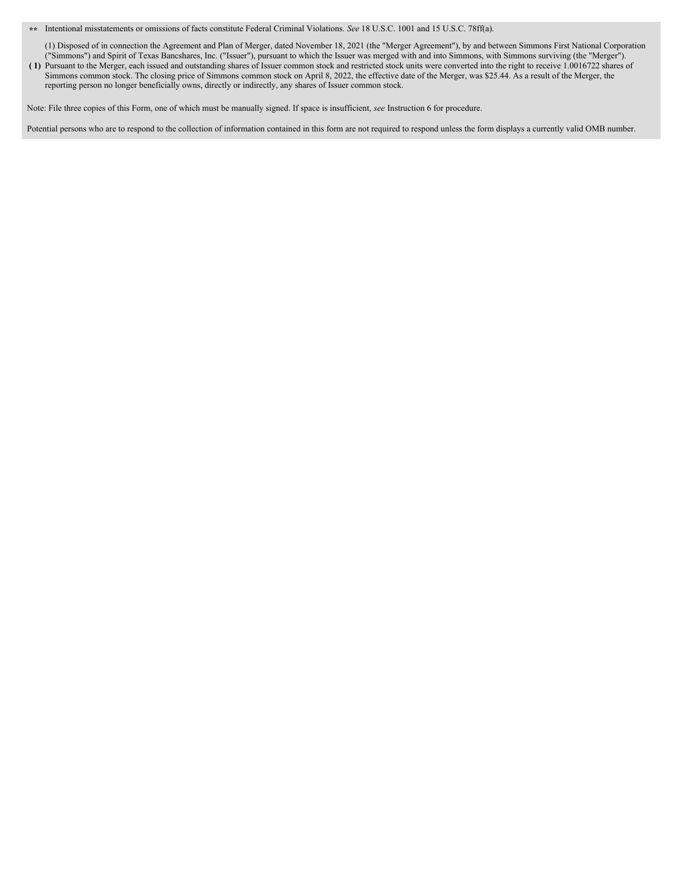** Intentional misstatements or omissions of facts constitute Federal Criminal Violations. *See* 18 U.S.C. 1001 and 15 U.S.C. 78ff(a).

(1) (1) Disposed of in connection the Agreement and Plan of Merger, dated November 18, 2021 (the "Merger Agreement"), by and between Simmons First National Corporation ("Simmons") and Spirit of Texas Bancshares, Inc. ("Issuer"), pursuant to which the Issuer was merged with and into Simmons, with Simmons surviving (the "Merger"). Pursuant to the Merger, each issued and outstanding shares of Issuer common stock and restricted stock units were converted into the right to receive 1.0016722 shares of Simmons common stock. The closing price of Simmons common stock on April 8, 2022, the effective date of the Merger, was $25.44. As a result of the Merger, the reporting person no longer beneficially owns, directly or indirectly, any shares of Issuer common stock.

Note: File three copies of this Form, one of which must be manually signed. If space is insufficient, *see* Instruction 6 for procedure.

Potential persons who are to respond to the collection of information contained in this form are not required to respond unless the form displays a currently valid OMB number.